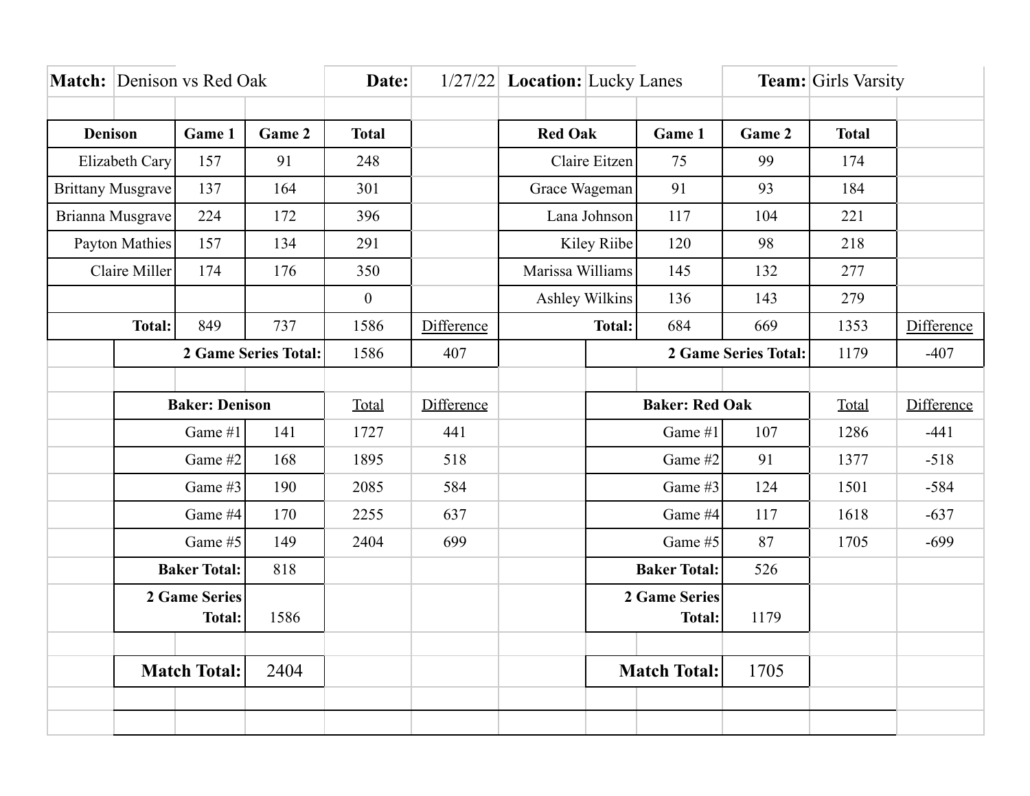**Match:** Denison vs Red Oak **Date:** 1/27/22 **Location:** Lucky Lanes **Team:** Girls Varsity

| Denison | Game 1 | Game 2 | Total | |
|---|---|---|---|---|
| Elizabeth Cary | 157 | 91 | 248 | |
| Brittany Musgrave | 137 | 164 | 301 | |
| Brianna Musgrave | 224 | 172 | 396 | |
| Payton Mathies | 157 | 134 | 291 | |
| Claire Miller | 174 | 176 | 350 | |
| | | | 0 | |
| **Total:** | 849 | 737 | 1586 | Difference |
| **2 Game Series Total:** | | | 1586 | 407 |

| Red Oak | Game 1 | Game 2 | Total | |
|---|---|---|---|---|
| Claire Eitzen | 75 | 99 | 174 | |
| Grace Wageman | 91 | 93 | 184 | |
| Lana Johnson | 117 | 104 | 221 | |
| Kiley Riibe | 120 | 98 | 218 | |
| Marissa Williams | 145 | 132 | 277 | |
| Ashley Wilkins | 136 | 143 | 279 | |
| **Total:** | 684 | 669 | 1353 | Difference |
| **2 Game Series Total:** | | | 1179 | -407 |

| Baker: Denison | | Total | Difference |
|---|---|---|---|
| Game #1 | 141 | 1727 | 441 |
| Game #2 | 168 | 1895 | 518 |
| Game #3 | 190 | 2085 | 584 |
| Game #4 | 170 | 2255 | 637 |
| Game #5 | 149 | 2404 | 699 |
| **Baker Total:** | 818 | | |
| **2 Game Series Total:** | 1586 | | |

| Baker: Red Oak | | Total | Difference |
|---|---|---|---|
| Game #1 | 107 | 1286 | -441 |
| Game #2 | 91 | 1377 | -518 |
| Game #3 | 124 | 1501 | -584 |
| Game #4 | 117 | 1618 | -637 |
| Game #5 | 87 | 1705 | -699 |
| **Baker Total:** | 526 | | |
| **2 Game Series Total:** | 1179 | | |

**Match Total:** 2404

**Match Total:** 1705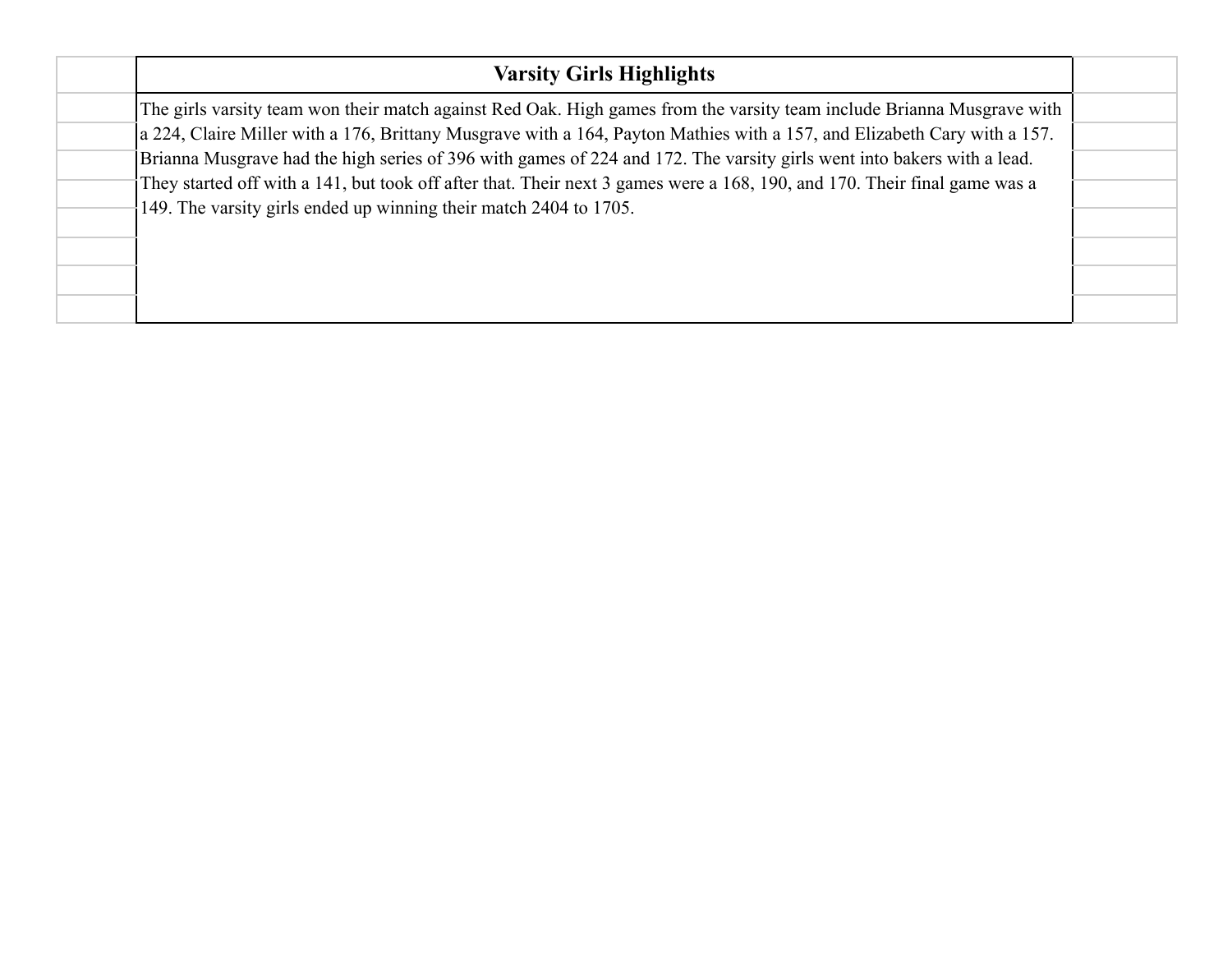## Varsity Girls Highlights

The girls varsity team won their match against Red Oak. High games from the varsity team include Brianna Musgrave with a 224, Claire Miller with a 176, Brittany Musgrave with a 164, Payton Mathies with a 157, and Elizabeth Cary with a 157. Brianna Musgrave had the high series of 396 with games of 224 and 172. The varsity girls went into bakers with a lead. They started off with a 141, but took off after that. Their next 3 games were a 168, 190, and 170. Their final game was a 149. The varsity girls ended up winning their match 2404 to 1705.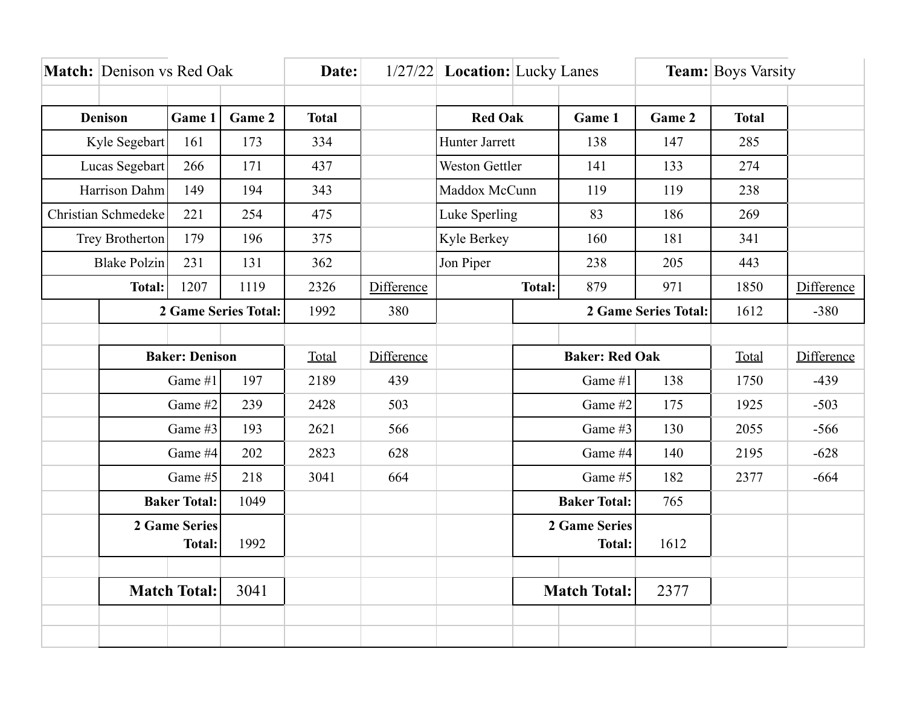**Match:** Denison vs Red Oak | **Date:** 1/27/22 | **Location:** Lucky Lanes | **Team:** Boys Varsity

| Denison | Game 1 | Game 2 | Total | |
|---|---|---|---|---|
| Kyle Segebart | 161 | 173 | 334 | |
| Lucas Segebart | 266 | 171 | 437 | |
| Harrison Dahm | 149 | 194 | 343 | |
| Christian Schmedeke | 221 | 254 | 475 | |
| Trey Brotherton | 179 | 196 | 375 | |
| Blake Polzin | 231 | 131 | 362 | |
| **Total:** | 1207 | 1119 | 2326 | Difference |
| **2 Game Series Total:** | | | 1992 | 380 |

| Red Oak | Game 1 | Game 2 | Total | |
|---|---|---|---|---|
| Hunter Jarrett | 138 | 147 | 285 | |
| Weston Gettler | 141 | 133 | 274 | |
| Maddox McCunn | 119 | 119 | 238 | |
| Luke Sperling | 83 | 186 | 269 | |
| Kyle Berkey | 160 | 181 | 341 | |
| Jon Piper | 238 | 205 | 443 | |
| **Total:** | 879 | 971 | 1850 | Difference |
| **2 Game Series Total:** | | | 1612 | -380 |

| Baker: Denison | | Total | Difference |
|---|---|---|---|
| Game #1 | 197 | 2189 | 439 |
| Game #2 | 239 | 2428 | 503 |
| Game #3 | 193 | 2621 | 566 |
| Game #4 | 202 | 2823 | 628 |
| Game #5 | 218 | 3041 | 664 |
| **Baker Total:** | 1049 | | |
| **2 Game Series Total:** | 1992 | | |

| Baker: Red Oak | | Total | Difference |
|---|---|---|---|
| Game #1 | 138 | 1750 | -439 |
| Game #2 | 175 | 1925 | -503 |
| Game #3 | 130 | 2055 | -566 |
| Game #4 | 140 | 2195 | -628 |
| Game #5 | 182 | 2377 | -664 |
| **Baker Total:** | 765 | | |
| **2 Game Series Total:** | 1612 | | |

| | Denison | Red Oak |
|---|---|---|
| **Match Total:** | 3041 | 2377 |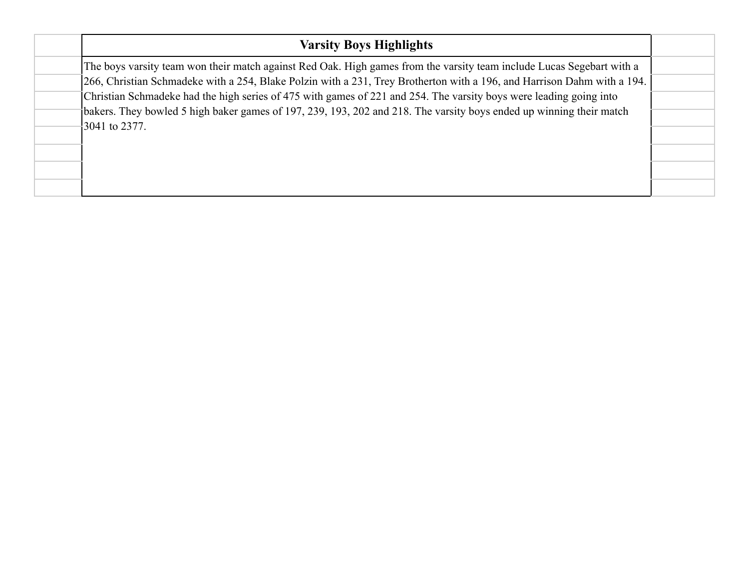## Varsity Boys Highlights

The boys varsity team won their match against Red Oak. High games from the varsity team include Lucas Segebart with a 266, Christian Schmadeke with a 254, Blake Polzin with a 231, Trey Brotherton with a 196, and Harrison Dahm with a 194. Christian Schmadeke had the high series of 475 with games of 221 and 254. The varsity boys were leading going into bakers. They bowled 5 high baker games of 197, 239, 193, 202 and 218. The varsity boys ended up winning their match 3041 to 2377.